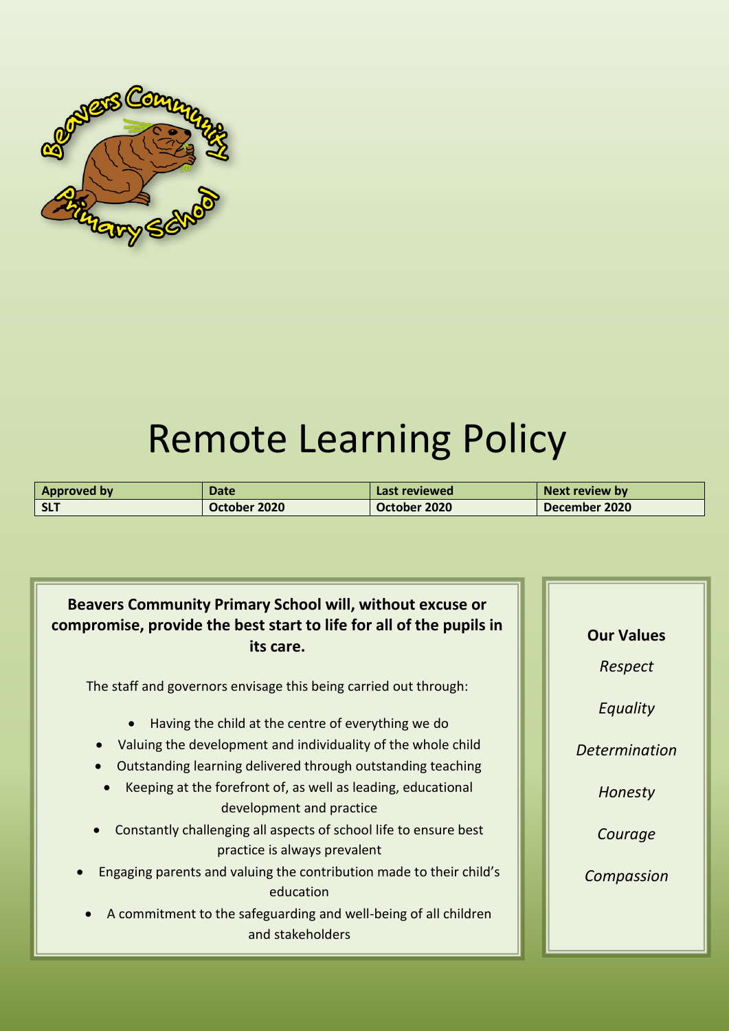# Remote Learning Policy

| Approved by | Date | Last reviewed | Next review by |
|---|---|---|---|
| SLT | October 2020 | October 2020 | December 2020 |

**Beavers Community Primary School will, without excuse or compromise, provide the best start to life for all of the pupils in its care.**

The staff and governors envisage this being carried out through:

- Having the child at the centre of everything we do
- Valuing the development and individuality of the whole child
- Outstanding learning delivered through outstanding teaching
- Keeping at the forefront of, as well as leading, educational development and practice
- Constantly challenging all aspects of school life to ensure best practice is always prevalent
- Engaging parents and valuing the contribution made to their child's education
- A commitment to the safeguarding and well-being of all children and stakeholders

**Our Values**

*Respect*

*Equality*

*Determination*

*Honesty*

*Courage*

*Compassion*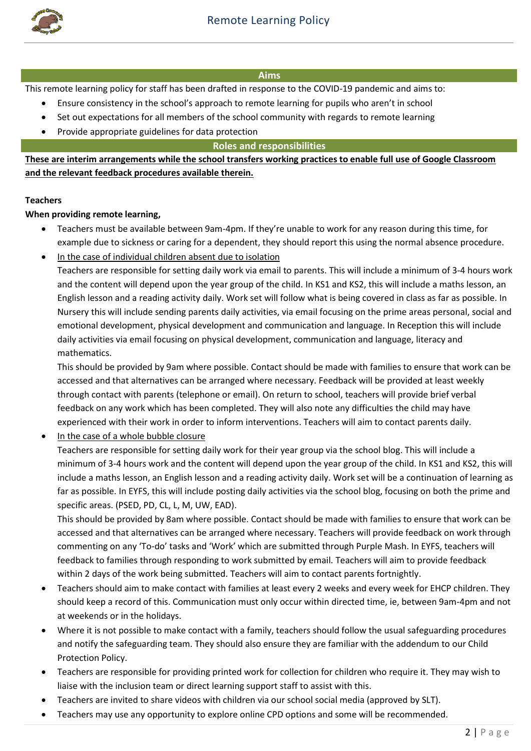## Aims

This remote learning policy for staff has been drafted in response to the COVID-19 pandemic and aims to:

- Ensure consistency in the school's approach to remote learning for pupils who aren't in school
- Set out expectations for all members of the school community with regards to remote learning
- Provide appropriate guidelines for data protection

## Roles and responsibilities

**<u>These are interim arrangements while the school transfers working practices to enable full use of Google Classroom and the relevant feedback procedures available therein.</u>**

**Teachers**

**When providing remote learning,**

- Teachers must be available between 9am-4pm. If they're unable to work for any reason during this time, for example due to sickness or caring for a dependent, they should report this using the normal absence procedure.
- <u>In the case of individual children absent due to isolation</u>
  Teachers are responsible for setting daily work via email to parents. This will include a minimum of 3-4 hours work and the content will depend upon the year group of the child. In KS1 and KS2, this will include a maths lesson, an English lesson and a reading activity daily. Work set will follow what is being covered in class as far as possible. In Nursery this will include sending parents daily activities, via email focusing on the prime areas personal, social and emotional development, physical development and communication and language. In Reception this will include daily activities via email focusing on physical development, communication and language, literacy and mathematics.
  This should be provided by 9am where possible. Contact should be made with families to ensure that work can be accessed and that alternatives can be arranged where necessary. Feedback will be provided at least weekly through contact with parents (telephone or email). On return to school, teachers will provide brief verbal feedback on any work which has been completed. They will also note any difficulties the child may have experienced with their work in order to inform interventions. Teachers will aim to contact parents daily.
- <u>In the case of a whole bubble closure</u>
  Teachers are responsible for setting daily work for their year group via the school blog. This will include a minimum of 3-4 hours work and the content will depend upon the year group of the child. In KS1 and KS2, this will include a maths lesson, an English lesson and a reading activity daily. Work set will be a continuation of learning as far as possible. In EYFS, this will include posting daily activities via the school blog, focusing on both the prime and specific areas. (PSED, PD, CL, L, M, UW, EAD).
  This should be provided by 8am where possible. Contact should be made with families to ensure that work can be accessed and that alternatives can be arranged where necessary. Teachers will provide feedback on work through commenting on any 'To-do' tasks and 'Work' which are submitted through Purple Mash. In EYFS, teachers will feedback to families through responding to work submitted by email. Teachers will aim to provide feedback within 2 days of the work being submitted. Teachers will aim to contact parents fortnightly.
- Teachers should aim to make contact with families at least every 2 weeks and every week for EHCP children. They should keep a record of this. Communication must only occur within directed time, ie, between 9am-4pm and not at weekends or in the holidays.
- Where it is not possible to make contact with a family, teachers should follow the usual safeguarding procedures and notify the safeguarding team. They should also ensure they are familiar with the addendum to our Child Protection Policy.
- Teachers are responsible for providing printed work for collection for children who require it. They may wish to liaise with the inclusion team or direct learning support staff to assist with this.
- Teachers are invited to share videos with children via our school social media (approved by SLT).
- Teachers may use any opportunity to explore online CPD options and some will be recommended.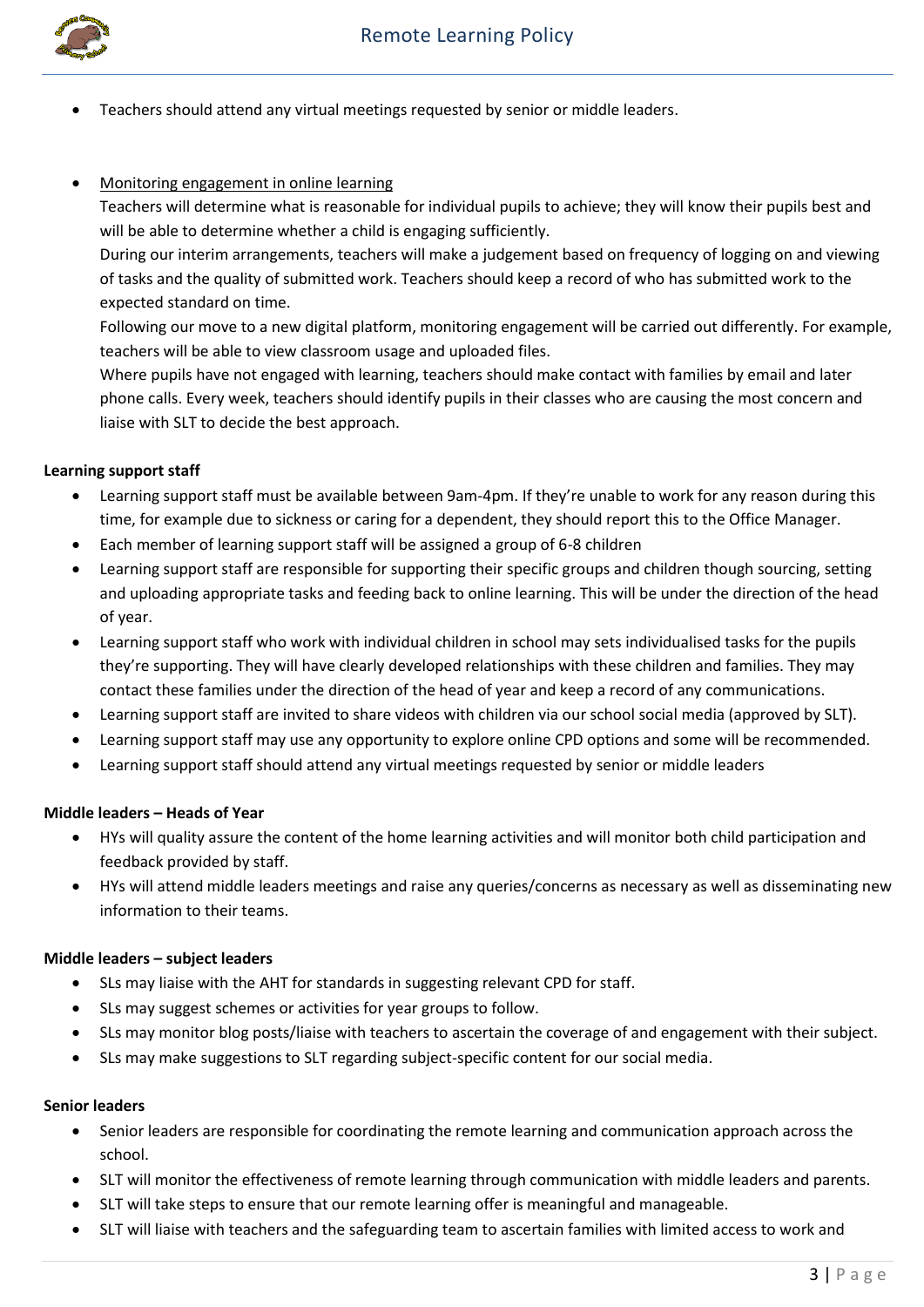- Teachers should attend any virtual meetings requested by senior or middle leaders.

- Monitoring engagement in online learning

  Teachers will determine what is reasonable for individual pupils to achieve; they will know their pupils best and will be able to determine whether a child is engaging sufficiently.

  During our interim arrangements, teachers will make a judgement based on frequency of logging on and viewing of tasks and the quality of submitted work. Teachers should keep a record of who has submitted work to the expected standard on time.

  Following our move to a new digital platform, monitoring engagement will be carried out differently. For example, teachers will be able to view classroom usage and uploaded files.

  Where pupils have not engaged with learning, teachers should make contact with families by email and later phone calls. Every week, teachers should identify pupils in their classes who are causing the most concern and liaise with SLT to decide the best approach.

**Learning support staff**

- Learning support staff must be available between 9am-4pm. If they're unable to work for any reason during this time, for example due to sickness or caring for a dependent, they should report this to the Office Manager.
- Each member of learning support staff will be assigned a group of 6-8 children
- Learning support staff are responsible for supporting their specific groups and children though sourcing, setting and uploading appropriate tasks and feeding back to online learning. This will be under the direction of the head of year.
- Learning support staff who work with individual children in school may sets individualised tasks for the pupils they're supporting. They will have clearly developed relationships with these children and families. They may contact these families under the direction of the head of year and keep a record of any communications.
- Learning support staff are invited to share videos with children via our school social media (approved by SLT).
- Learning support staff may use any opportunity to explore online CPD options and some will be recommended.
- Learning support staff should attend any virtual meetings requested by senior or middle leaders

**Middle leaders – Heads of Year**

- HYs will quality assure the content of the home learning activities and will monitor both child participation and feedback provided by staff.
- HYs will attend middle leaders meetings and raise any queries/concerns as necessary as well as disseminating new information to their teams.

**Middle leaders – subject leaders**

- SLs may liaise with the AHT for standards in suggesting relevant CPD for staff.
- SLs may suggest schemes or activities for year groups to follow.
- SLs may monitor blog posts/liaise with teachers to ascertain the coverage of and engagement with their subject.
- SLs may make suggestions to SLT regarding subject-specific content for our social media.

**Senior leaders**

- Senior leaders are responsible for coordinating the remote learning and communication approach across the school.
- SLT will monitor the effectiveness of remote learning through communication with middle leaders and parents.
- SLT will take steps to ensure that our remote learning offer is meaningful and manageable.
- SLT will liaise with teachers and the safeguarding team to ascertain families with limited access to work and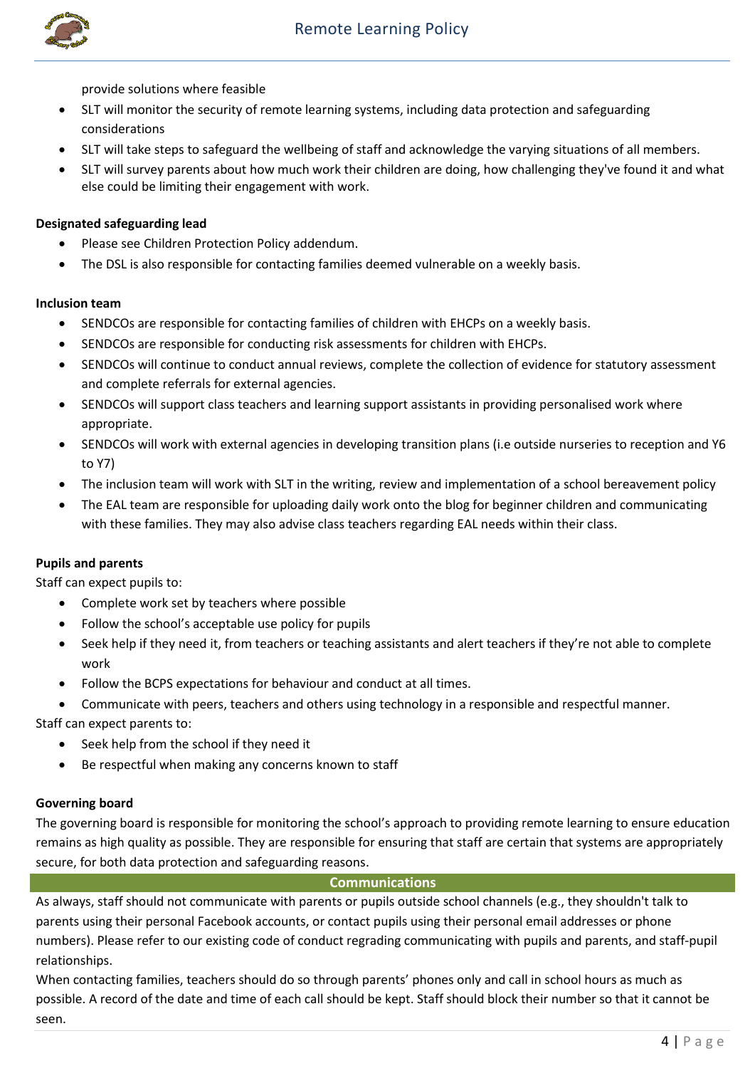provide solutions where feasible

- SLT will monitor the security of remote learning systems, including data protection and safeguarding considerations
- SLT will take steps to safeguard the wellbeing of staff and acknowledge the varying situations of all members.
- SLT will survey parents about how much work their children are doing, how challenging they've found it and what else could be limiting their engagement with work.

**Designated safeguarding lead**

- Please see Children Protection Policy addendum.
- The DSL is also responsible for contacting families deemed vulnerable on a weekly basis.

**Inclusion team**

- SENDCOs are responsible for contacting families of children with EHCPs on a weekly basis.
- SENDCOs are responsible for conducting risk assessments for children with EHCPs.
- SENDCOs will continue to conduct annual reviews, complete the collection of evidence for statutory assessment and complete referrals for external agencies.
- SENDCOs will support class teachers and learning support assistants in providing personalised work where appropriate.
- SENDCOs will work with external agencies in developing transition plans (i.e outside nurseries to reception and Y6 to Y7)
- The inclusion team will work with SLT in the writing, review and implementation of a school bereavement policy
- The EAL team are responsible for uploading daily work onto the blog for beginner children and communicating with these families. They may also advise class teachers regarding EAL needs within their class.

**Pupils and parents**

Staff can expect pupils to:

- Complete work set by teachers where possible
- Follow the school's acceptable use policy for pupils
- Seek help if they need it, from teachers or teaching assistants and alert teachers if they're not able to complete work
- Follow the BCPS expectations for behaviour and conduct at all times.
- Communicate with peers, teachers and others using technology in a responsible and respectful manner.

Staff can expect parents to:

- Seek help from the school if they need it
- Be respectful when making any concerns known to staff

**Governing board**

The governing board is responsible for monitoring the school's approach to providing remote learning to ensure education remains as high quality as possible. They are responsible for ensuring that staff are certain that systems are appropriately secure, for both data protection and safeguarding reasons.

## Communications

As always, staff should not communicate with parents or pupils outside school channels (e.g., they shouldn't talk to parents using their personal Facebook accounts, or contact pupils using their personal email addresses or phone numbers). Please refer to our existing code of conduct regrading communicating with pupils and parents, and staff-pupil relationships.

When contacting families, teachers should do so through parents' phones only and call in school hours as much as possible. A record of the date and time of each call should be kept. Staff should block their number so that it cannot be seen.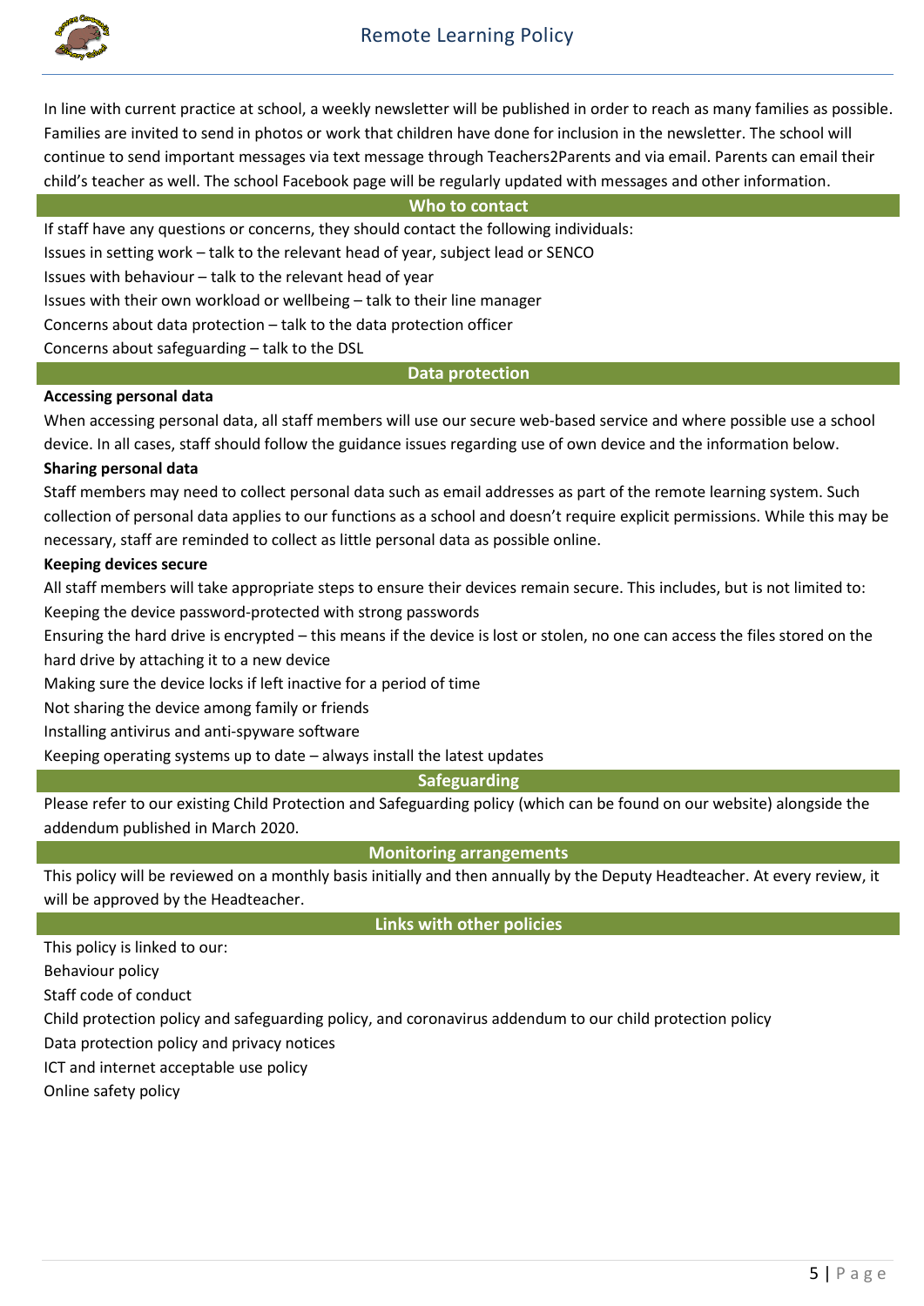In line with current practice at school, a weekly newsletter will be published in order to reach as many families as possible. Families are invited to send in photos or work that children have done for inclusion in the newsletter. The school will continue to send important messages via text message through Teachers2Parents and via email. Parents can email their child's teacher as well. The school Facebook page will be regularly updated with messages and other information.

## Who to contact

If staff have any questions or concerns, they should contact the following individuals:

Issues in setting work – talk to the relevant head of year, subject lead or SENCO

Issues with behaviour – talk to the relevant head of year

Issues with their own workload or wellbeing – talk to their line manager

Concerns about data protection – talk to the data protection officer

Concerns about safeguarding – talk to the DSL

## Data protection

**Accessing personal data**

When accessing personal data, all staff members will use our secure web-based service and where possible use a school device. In all cases, staff should follow the guidance issues regarding use of own device and the information below.

**Sharing personal data**

Staff members may need to collect personal data such as email addresses as part of the remote learning system. Such collection of personal data applies to our functions as a school and doesn't require explicit permissions. While this may be necessary, staff are reminded to collect as little personal data as possible online.

**Keeping devices secure**

All staff members will take appropriate steps to ensure their devices remain secure. This includes, but is not limited to:

Keeping the device password-protected with strong passwords

Ensuring the hard drive is encrypted – this means if the device is lost or stolen, no one can access the files stored on the hard drive by attaching it to a new device

Making sure the device locks if left inactive for a period of time

Not sharing the device among family or friends

Installing antivirus and anti-spyware software

Keeping operating systems up to date – always install the latest updates

## Safeguarding

Please refer to our existing Child Protection and Safeguarding policy (which can be found on our website) alongside the addendum published in March 2020.

## Monitoring arrangements

This policy will be reviewed on a monthly basis initially and then annually by the Deputy Headteacher. At every review, it will be approved by the Headteacher.

## Links with other policies

This policy is linked to our:

Behaviour policy

Staff code of conduct

Child protection policy and safeguarding policy, and coronavirus addendum to our child protection policy

Data protection policy and privacy notices

ICT and internet acceptable use policy

Online safety policy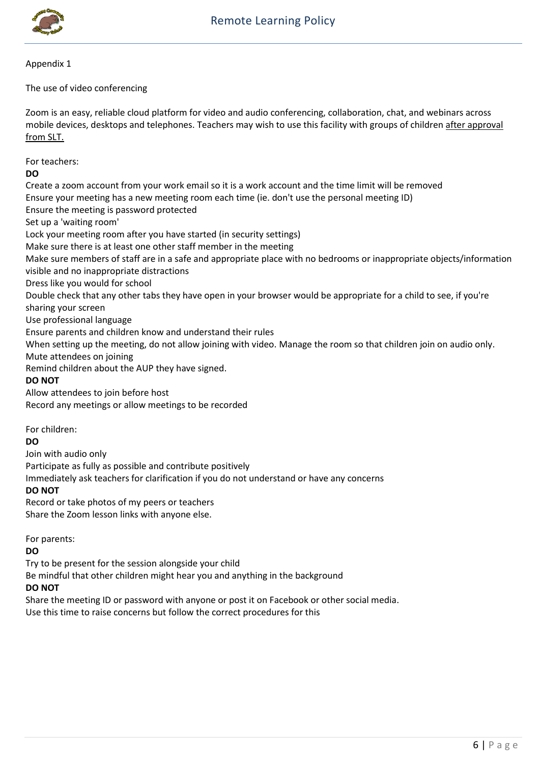Appendix 1

The use of video conferencing

Zoom is an easy, reliable cloud platform for video and audio conferencing, collaboration, chat, and webinars across mobile devices, desktops and telephones. Teachers may wish to use this facility with groups of children <u>after approval from SLT.</u>

For teachers:

**DO**

Create a zoom account from your work email so it is a work account and the time limit will be removed
Ensure your meeting has a new meeting room each time (ie. don't use the personal meeting ID)
Ensure the meeting is password protected
Set up a 'waiting room'
Lock your meeting room after you have started (in security settings)
Make sure there is at least one other staff member in the meeting
Make sure members of staff are in a safe and appropriate place with no bedrooms or inappropriate objects/information visible and no inappropriate distractions
Dress like you would for school
Double check that any other tabs they have open in your browser would be appropriate for a child to see, if you're sharing your screen
Use professional language
Ensure parents and children know and understand their rules
When setting up the meeting, do not allow joining with video. Manage the room so that children join on audio only.
Mute attendees on joining
Remind children about the AUP they have signed.

**DO NOT**

Allow attendees to join before host
Record any meetings or allow meetings to be recorded

For children:

**DO**

Join with audio only
Participate as fully as possible and contribute positively
Immediately ask teachers for clarification if you do not understand or have any concerns

**DO NOT**

Record or take photos of my peers or teachers
Share the Zoom lesson links with anyone else.

For parents:

**DO**

Try to be present for the session alongside your child
Be mindful that other children might hear you and anything in the background

**DO NOT**

Share the meeting ID or password with anyone or post it on Facebook or other social media.
Use this time to raise concerns but follow the correct procedures for this